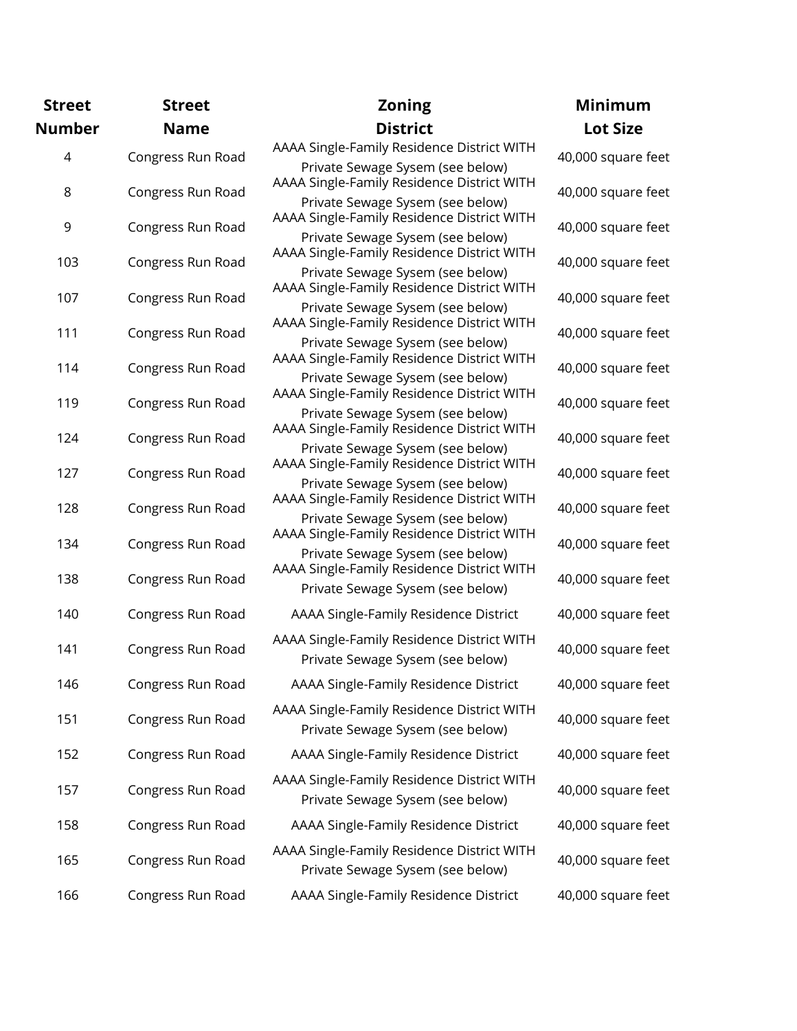| Street Number | Street Name | Zoning District | Minimum Lot Size |
| --- | --- | --- | --- |
| 4 | Congress Run Road | AAAA Single-Family Residence District WITH Private Sewage Sysem (see below) | 40,000 square feet |
| 8 | Congress Run Road | AAAA Single-Family Residence District WITH Private Sewage Sysem (see below) | 40,000 square feet |
| 9 | Congress Run Road | AAAA Single-Family Residence District WITH Private Sewage Sysem (see below) | 40,000 square feet |
| 103 | Congress Run Road | AAAA Single-Family Residence District WITH Private Sewage Sysem (see below) | 40,000 square feet |
| 107 | Congress Run Road | AAAA Single-Family Residence District WITH Private Sewage Sysem (see below) | 40,000 square feet |
| 111 | Congress Run Road | AAAA Single-Family Residence District WITH Private Sewage Sysem (see below) | 40,000 square feet |
| 114 | Congress Run Road | AAAA Single-Family Residence District WITH Private Sewage Sysem (see below) | 40,000 square feet |
| 119 | Congress Run Road | AAAA Single-Family Residence District WITH Private Sewage Sysem (see below) | 40,000 square feet |
| 124 | Congress Run Road | AAAA Single-Family Residence District WITH Private Sewage Sysem (see below) | 40,000 square feet |
| 127 | Congress Run Road | AAAA Single-Family Residence District WITH Private Sewage Sysem (see below) | 40,000 square feet |
| 128 | Congress Run Road | AAAA Single-Family Residence District WITH Private Sewage Sysem (see below) | 40,000 square feet |
| 134 | Congress Run Road | AAAA Single-Family Residence District WITH Private Sewage Sysem (see below) | 40,000 square feet |
| 138 | Congress Run Road | AAAA Single-Family Residence District WITH Private Sewage Sysem (see below) | 40,000 square feet |
| 140 | Congress Run Road | AAAA Single-Family Residence District | 40,000 square feet |
| 141 | Congress Run Road | AAAA Single-Family Residence District WITH Private Sewage Sysem (see below) | 40,000 square feet |
| 146 | Congress Run Road | AAAA Single-Family Residence District | 40,000 square feet |
| 151 | Congress Run Road | AAAA Single-Family Residence District WITH Private Sewage Sysem (see below) | 40,000 square feet |
| 152 | Congress Run Road | AAAA Single-Family Residence District | 40,000 square feet |
| 157 | Congress Run Road | AAAA Single-Family Residence District WITH Private Sewage Sysem (see below) | 40,000 square feet |
| 158 | Congress Run Road | AAAA Single-Family Residence District | 40,000 square feet |
| 165 | Congress Run Road | AAAA Single-Family Residence District WITH Private Sewage Sysem (see below) | 40,000 square feet |
| 166 | Congress Run Road | AAAA Single-Family Residence District | 40,000 square feet |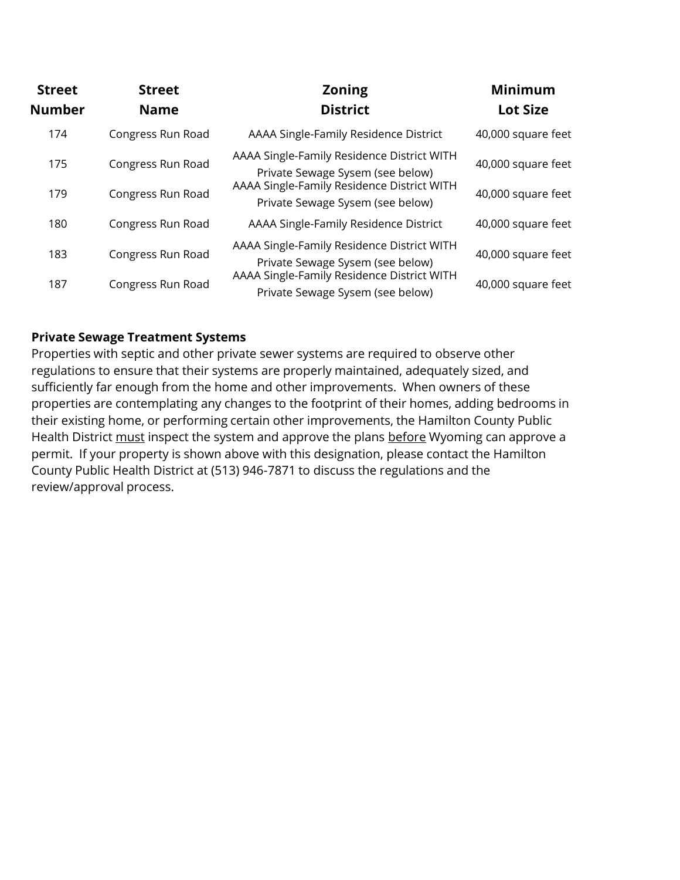| Street Number | Street Name | Zoning District | Minimum Lot Size |
|---|---|---|---|
| 174 | Congress Run Road | AAAA Single-Family Residence District | 40,000 square feet |
| 175 | Congress Run Road | AAAA Single-Family Residence District WITH Private Sewage Sysem (see below) | 40,000 square feet |
| 179 | Congress Run Road | AAAA Single-Family Residence District WITH Private Sewage Sysem (see below) | 40,000 square feet |
| 180 | Congress Run Road | AAAA Single-Family Residence District | 40,000 square feet |
| 183 | Congress Run Road | AAAA Single-Family Residence District WITH Private Sewage Sysem (see below) | 40,000 square feet |
| 187 | Congress Run Road | AAAA Single-Family Residence District WITH Private Sewage Sysem (see below) | 40,000 square feet |

**Private Sewage Treatment Systems**

Properties with septic and other private sewer systems are required to observe other regulations to ensure that their systems are properly maintained, adequately sized, and sufficiently far enough from the home and other improvements. When owners of these properties are contemplating any changes to the footprint of their homes, adding bedrooms in their existing home, or performing certain other improvements, the Hamilton County Public Health District must inspect the system and approve the plans before Wyoming can approve a permit. If your property is shown above with this designation, please contact the Hamilton County Public Health District at (513) 946-7871 to discuss the regulations and the review/approval process.